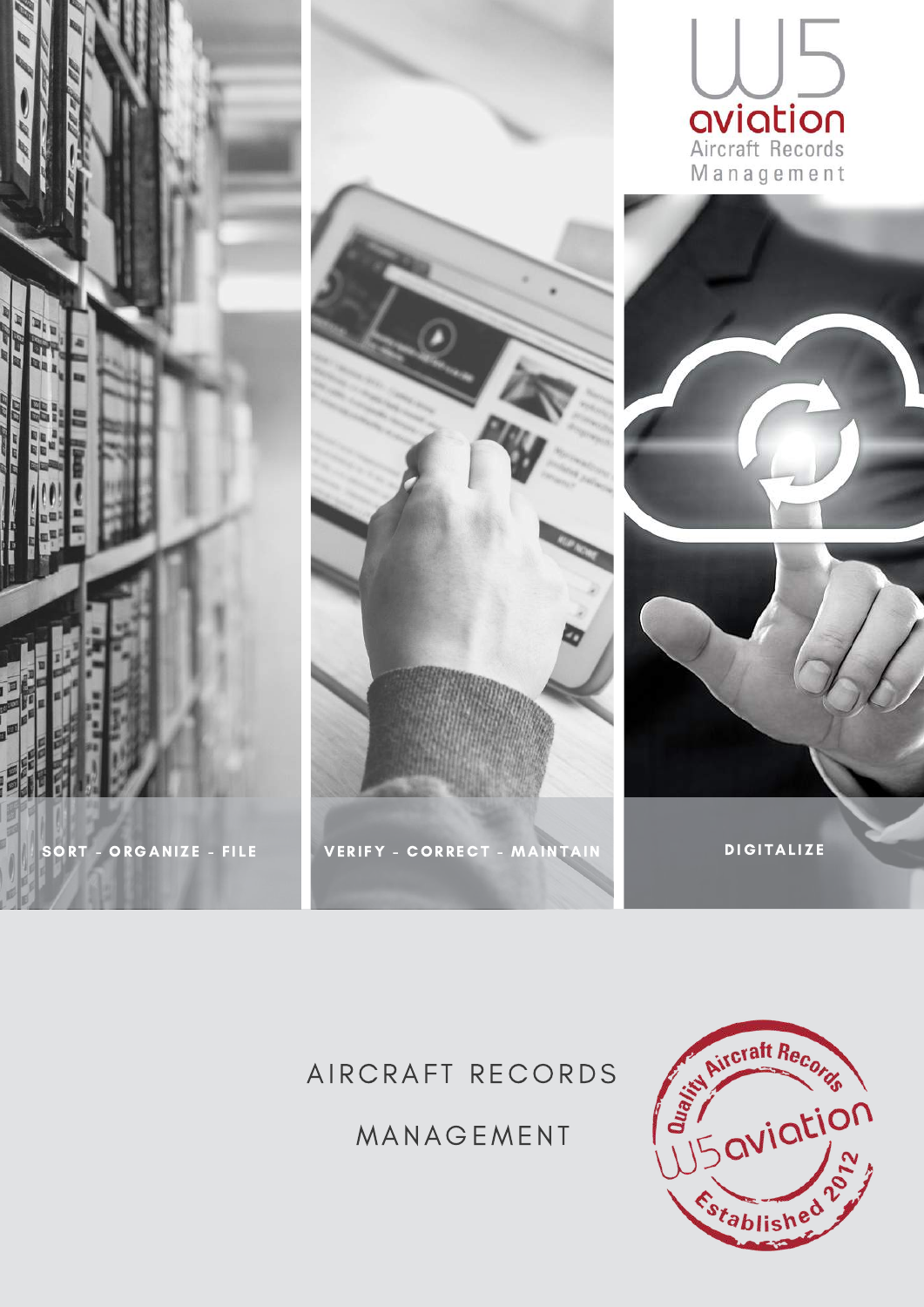W5 aviation
Aircraft Records Management

SORT - ORGANIZE - FILE

VERIFY - CORRECT - MAINTAIN

DIGITALIZE

# AIRCRAFT RECORDS MANAGEMENT

Quality Aircraft Records
W5 aviation
Established 2012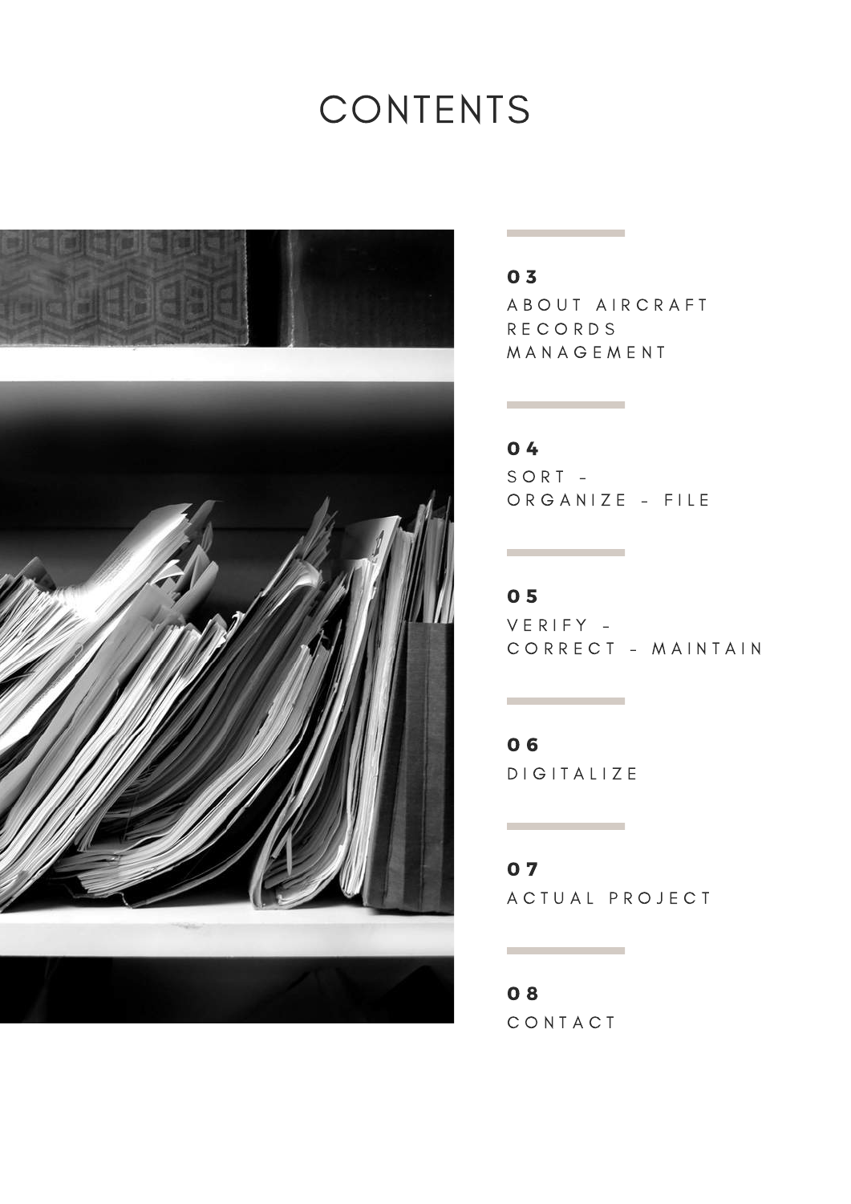# CONTENTS

**03**
ABOUT AIRCRAFT RECORDS MANAGEMENT

**04**
SORT - ORGANIZE - FILE

**05**
VERIFY - CORRECT - MAINTAIN

**06**
DIGITALIZE

**07**
ACTUAL PROJECT

**08**
CONTACT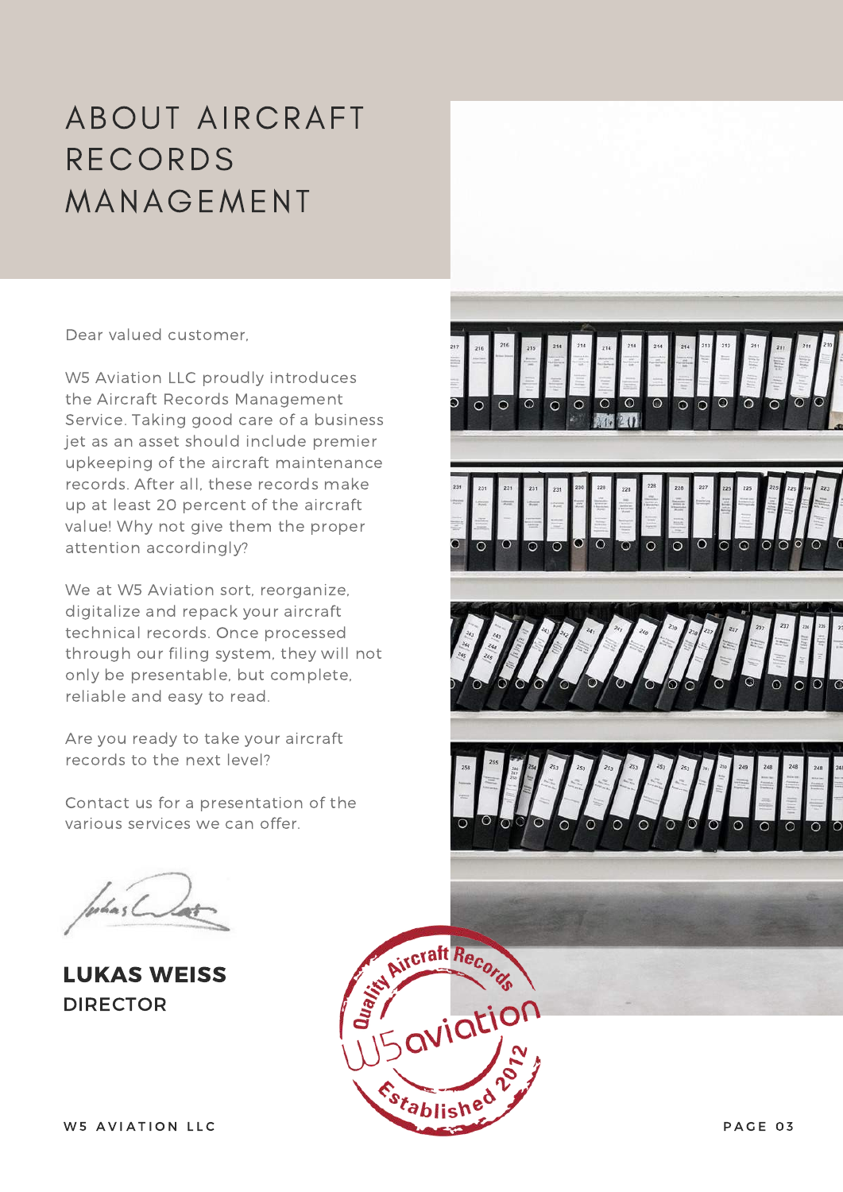# ABOUT AIRCRAFT RECORDS MANAGEMENT

Dear valued customer,

W5 Aviation LLC proudly introduces the Aircraft Records Management Service. Taking good care of a business jet as an asset should include premier upkeeping of the aircraft maintenance records. After all, these records make up at least 20 percent of the aircraft value! Why not give them the proper attention accordingly?

We at W5 Aviation sort, reorganize, digitalize and repack your aircraft technical records. Once processed through our filing system, they will not only be presentable, but complete, reliable and easy to read.

Are you ready to take your aircraft records to the next level?

Contact us for a presentation of the various services we can offer.

**LUKAS WEISS**
DIRECTOR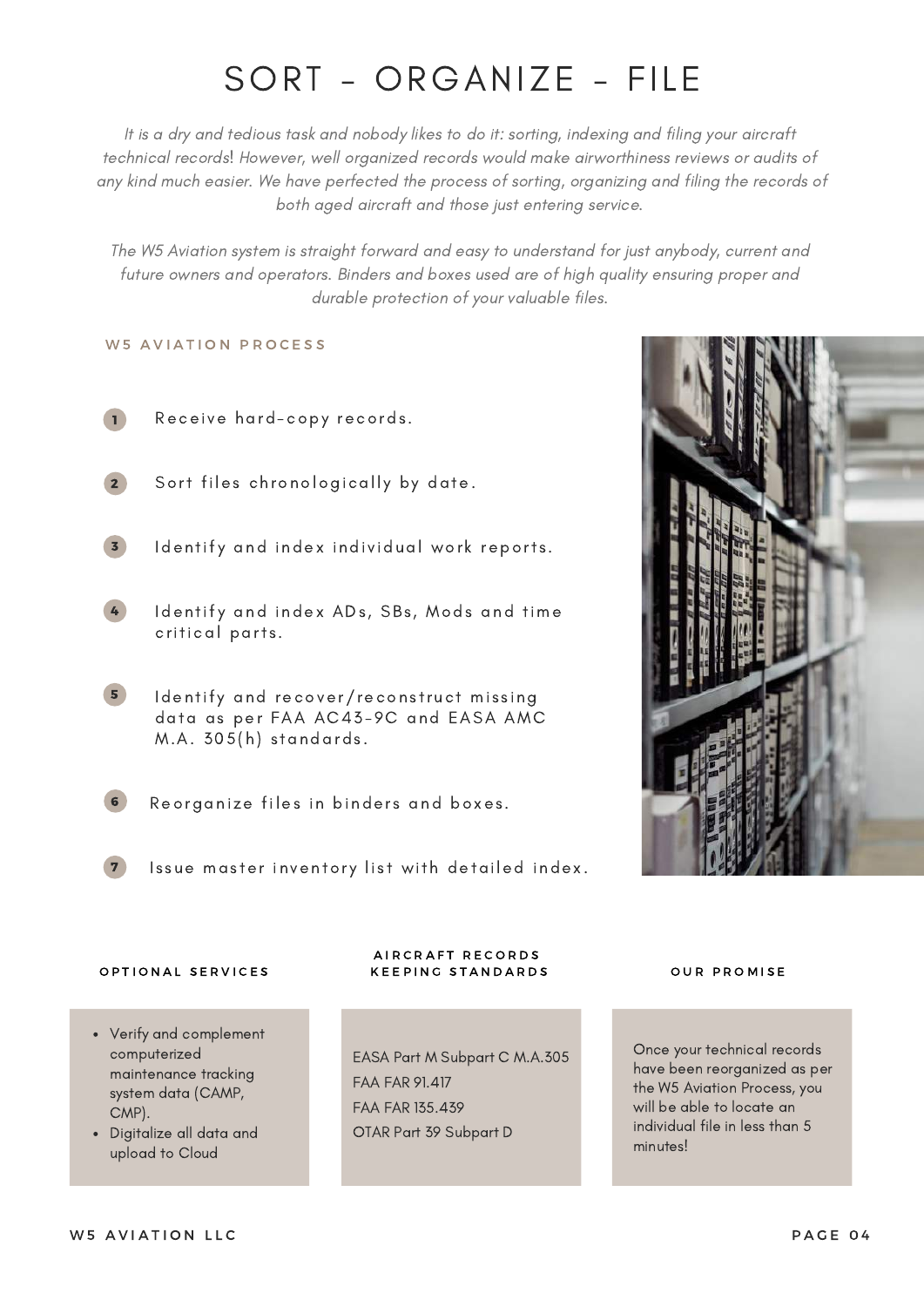# SORT - ORGANIZE - FILE

*It is a dry and tedious task and nobody likes to do it: sorting, indexing and filing your aircraft technical records! However, well organized records would make airworthiness reviews or audits of any kind much easier. We have perfected the process of sorting, organizing and filing the records of both aged aircraft and those just entering service.*

*The W5 Aviation system is straight forward and easy to understand for just anybody, current and future owners and operators. Binders and boxes used are of high quality ensuring proper and durable protection of your valuable files.*

## W5 AVIATION PROCESS

1. Receive hard-copy records.
2. Sort files chronologically by date.
3. Identify and index individual work reports.
4. Identify and index ADs, SBs, Mods and time critical parts.
5. Identify and recover/reconstruct missing data as per FAA AC43-9C and EASA AMC M.A. 305(h) standards.
6. Reorganize files in binders and boxes.
7. Issue master inventory list with detailed index.

### OPTIONAL SERVICES

- Verify and complement computerized maintenance tracking system data (CAMP, CMP).
- Digitalize all data and upload to Cloud

### AIRCRAFT RECORDS KEEPING STANDARDS

EASA Part M Subpart C M.A.305
FAA FAR 91.417
FAA FAR 135.439
OTAR Part 39 Subpart D

### OUR PROMISE

Once your technical records have been reorganized as per the W5 Aviation Process, you will be able to locate an individual file in less than 5 minutes!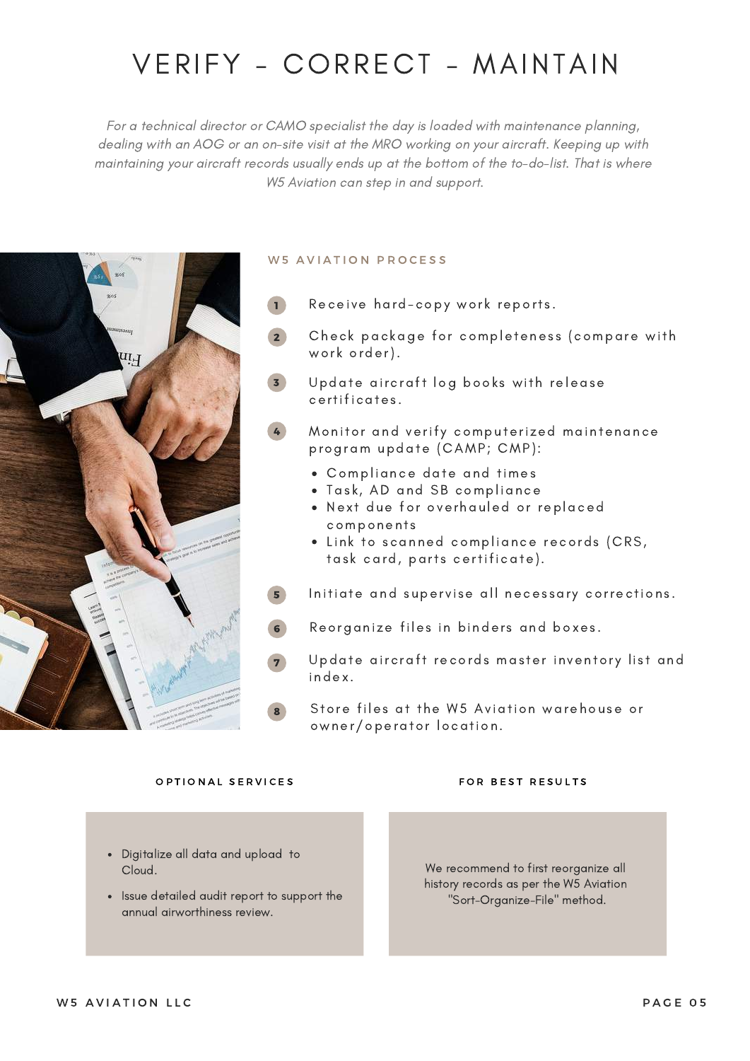# VERIFY - CORRECT - MAINTAIN

*For a technical director or CAMO specialist the day is loaded with maintenance planning, dealing with an AOG or an on-site visit at the MRO working on your aircraft. Keeping up with maintaining your aircraft records usually ends up at the bottom of the to-do-list. That is where W5 Aviation can step in and support.*

## W5 AVIATION PROCESS

1. Receive hard-copy work reports.
2. Check package for completeness (compare with work order).
3. Update aircraft log books with release certificates.
4. Monitor and verify computerized maintenance program update (CAMP; CMP):
   - Compliance date and times
   - Task, AD and SB compliance
   - Next due for overhauled or replaced components
   - Link to scanned compliance records (CRS, task card, parts certificate).
5. Initiate and supervise all necessary corrections.
6. Reorganize files in binders and boxes.
7. Update aircraft records master inventory list and index.
8. Store files at the W5 Aviation warehouse or owner/operator location.

### OPTIONAL SERVICES

- Digitalize all data and upload to Cloud.
- Issue detailed audit report to support the annual airworthiness review.

### FOR BEST RESULTS

We recommend to first reorganize all history records as per the W5 Aviation "Sort-Organize-File" method.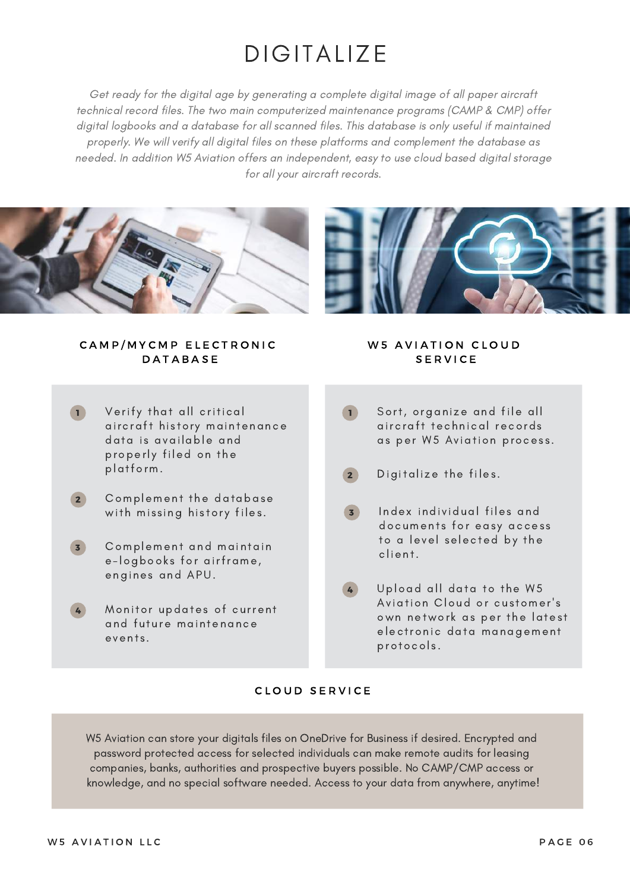# DIGITALIZE

*Get ready for the digital age by generating a complete digital image of all paper aircraft technical record files. The two main computerized maintenance programs (CAMP & CMP) offer digital logbooks and a database for all scanned files. This database is only useful if maintained properly. We will verify all digital files on these platforms and complement the database as needed. In addition W5 Aviation offers an independent, easy to use cloud based digital storage for all your aircraft records.*

## CAMP/MYCMP ELECTRONIC DATABASE

1. Verify that all critical aircraft history maintenance data is available and properly filed on the platform.
2. Complement the database with missing history files.
3. Complement and maintain e-logbooks for airframe, engines and APU.
4. Monitor updates of current and future maintenance events.

## W5 AVIATION CLOUD SERVICE

1. Sort, organize and file all aircraft technical records as per W5 Aviation process.
2. Digitalize the files.
3. Index individual files and documents for easy access to a level selected by the client.
4. Upload all data to the W5 Aviation Cloud or customer's own network as per the latest electronic data management protocols.

## CLOUD SERVICE

W5 Aviation can store your digitals files on OneDrive for Business if desired. Encrypted and password protected access for selected individuals can make remote audits for leasing companies, banks, authorities and prospective buyers possible. No CAMP/CMP access or knowledge, and no special software needed. Access to your data from anywhere, anytime!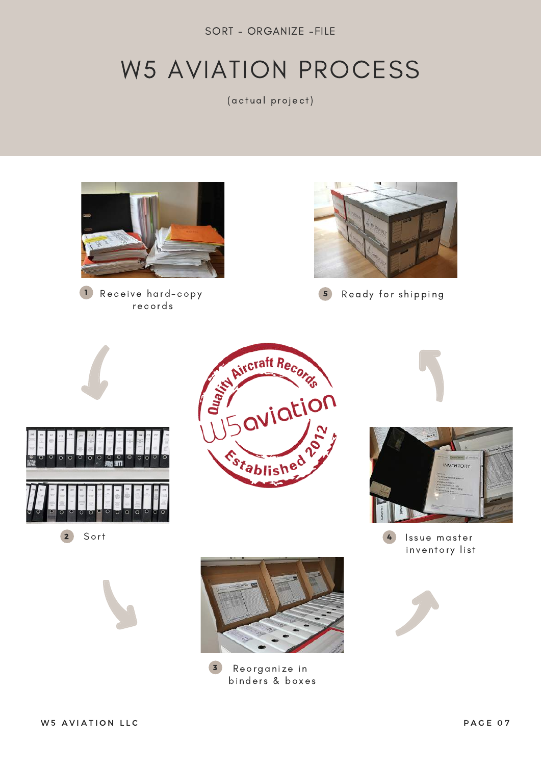SORT - ORGANIZE -FILE

# W5 AVIATION PROCESS

(actual project)

1. Receive hard-copy records
2. Sort
3. Reorganize in binders & boxes
4. Issue master inventory list
5. Ready for shipping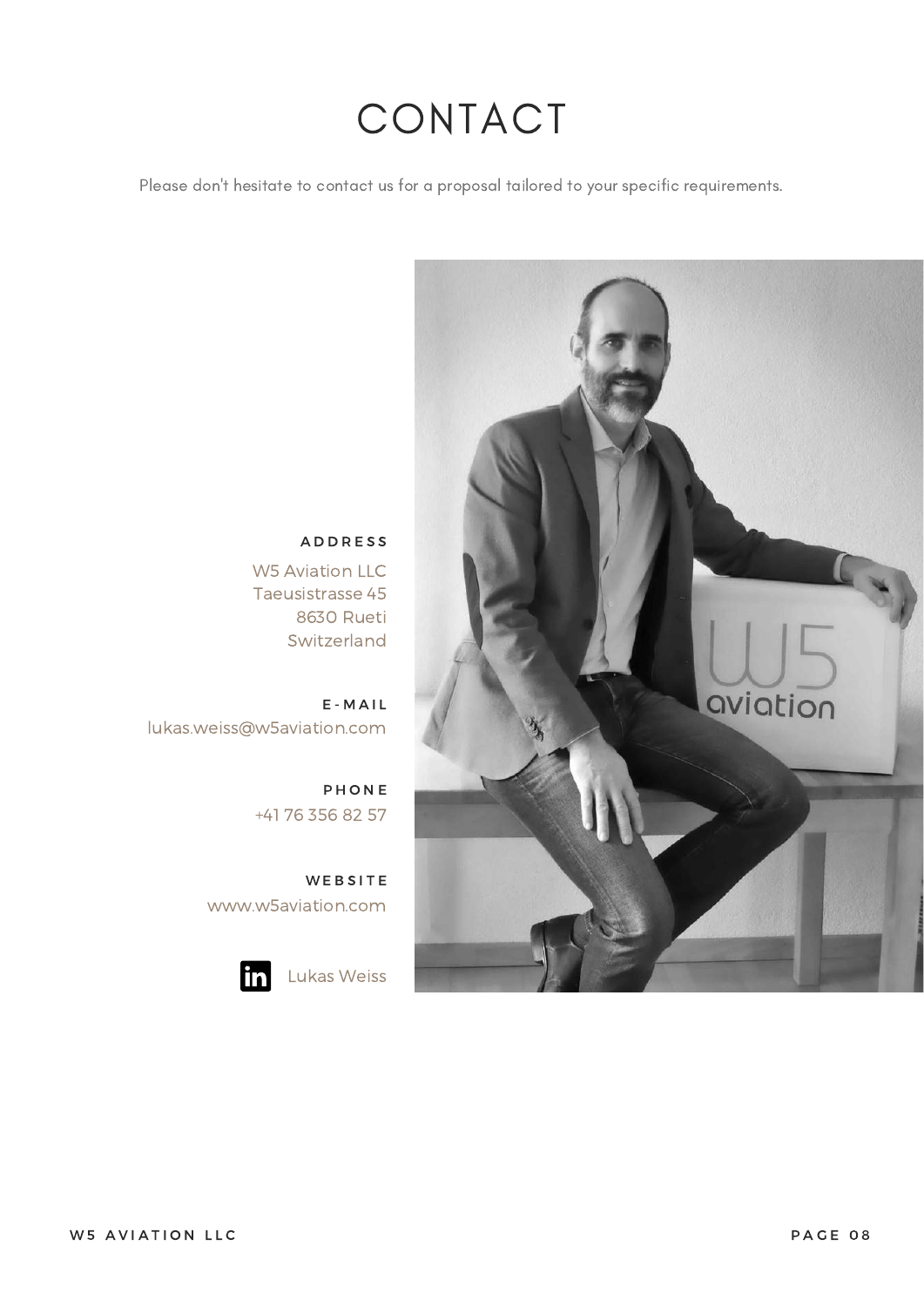# CONTACT

Please don't hesitate to contact us for a proposal tailored to your specific requirements.

**ADDRESS**

W5 Aviation LLC
Taeusistrasse 45
8630 Rueti
Switzerland

**E-MAIL**

lukas.weiss@w5aviation.com

**PHONE**

+41 76 356 82 57

**WEBSITE**

www.w5aviation.com

Lukas Weiss